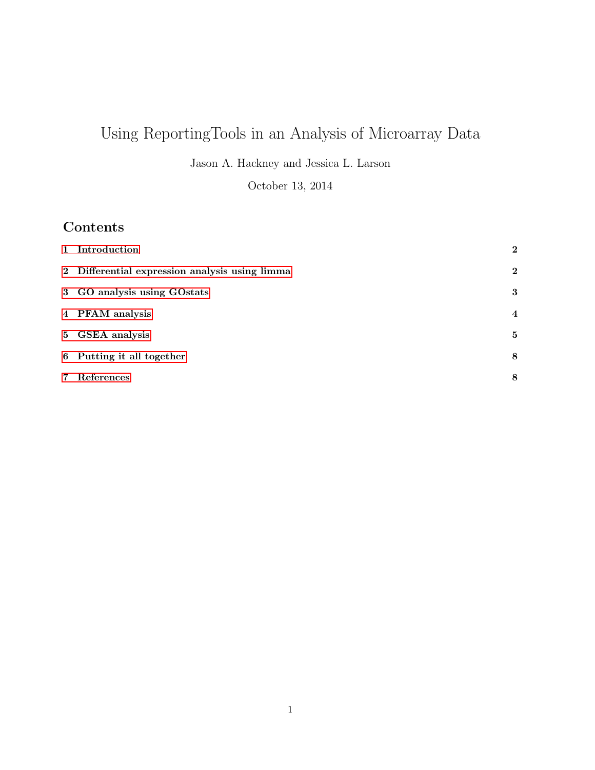# Using ReportingTools in an Analysis of Microarray Data

Jason A. Hackney and Jessica L. Larson

October 13, 2014

## Contents

1 Introduction ... 2

2 Differential expression analysis using limma ... 2

3 GO analysis using GOstats ... 3

4 PFAM analysis ... 4

5 GSEA analysis ... 5

6 Putting it all together ... 8

7 References ... 8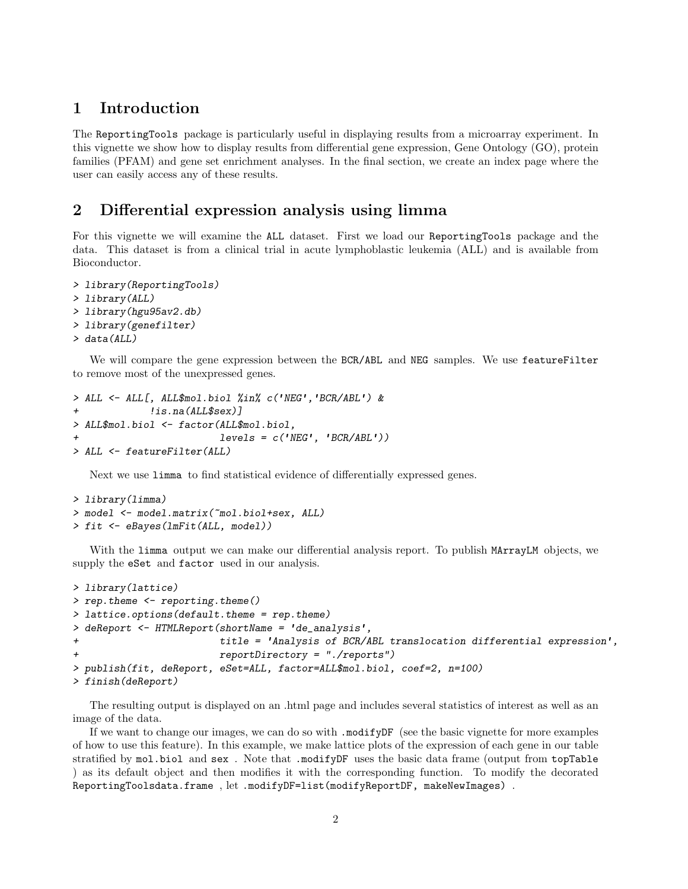# 1 Introduction

The ReportingTools package is particularly useful in displaying results from a microarray experiment. In this vignette we show how to display results from differential gene expression, Gene Ontology (GO), protein families (PFAM) and gene set enrichment analyses. In the final section, we create an index page where the user can easily access any of these results.

# 2 Differential expression analysis using limma

For this vignette we will examine the ALL dataset. First we load our ReportingTools package and the data. This dataset is from a clinical trial in acute lymphoblastic leukemia (ALL) and is available from Bioconductor.

```
> library(ReportingTools)
> library(ALL)
> library(hgu95av2.db)
> library(genefilter)
> data(ALL)
```

We will compare the gene expression between the BCR/ABL and NEG samples. We use featureFilter to remove most of the unexpressed genes.

```
> ALL <- ALL[, ALL$mol.biol %in% c('NEG','BCR/ABL') &
+            !is.na(ALL$sex)]
> ALL$mol.biol <- factor(ALL$mol.biol,
+                        levels = c('NEG', 'BCR/ABL'))
> ALL <- featureFilter(ALL)
```

Next we use limma to find statistical evidence of differentially expressed genes.

```
> library(limma)
> model <- model.matrix(~mol.biol+sex, ALL)
> fit <- eBayes(lmFit(ALL, model))
```

With the limma output we can make our differential analysis report. To publish MArrayLM objects, we supply the eSet and factor used in our analysis.

```
> library(lattice)
> rep.theme <- reporting.theme()
> lattice.options(default.theme = rep.theme)
> deReport <- HTMLReport(shortName = 'de_analysis',
+                        title = 'Analysis of BCR/ABL translocation differential expression',
+                        reportDirectory = "./reports")
> publish(fit, deReport, eSet=ALL, factor=ALL$mol.biol, coef=2, n=100)
> finish(deReport)
```

The resulting output is displayed on an .html page and includes several statistics of interest as well as an image of the data.

If we want to change our images, we can do so with .modifyDF (see the basic vignette for more examples of how to use this feature). In this example, we make lattice plots of the expression of each gene in our table stratified by mol.biol and sex . Note that .modifyDF uses the basic data frame (output from topTable ) as its default object and then modifies it with the corresponding function. To modify the decorated ReportingToolsdata.frame , let .modifyDF=list(modifyReportDF, makeNewImages) .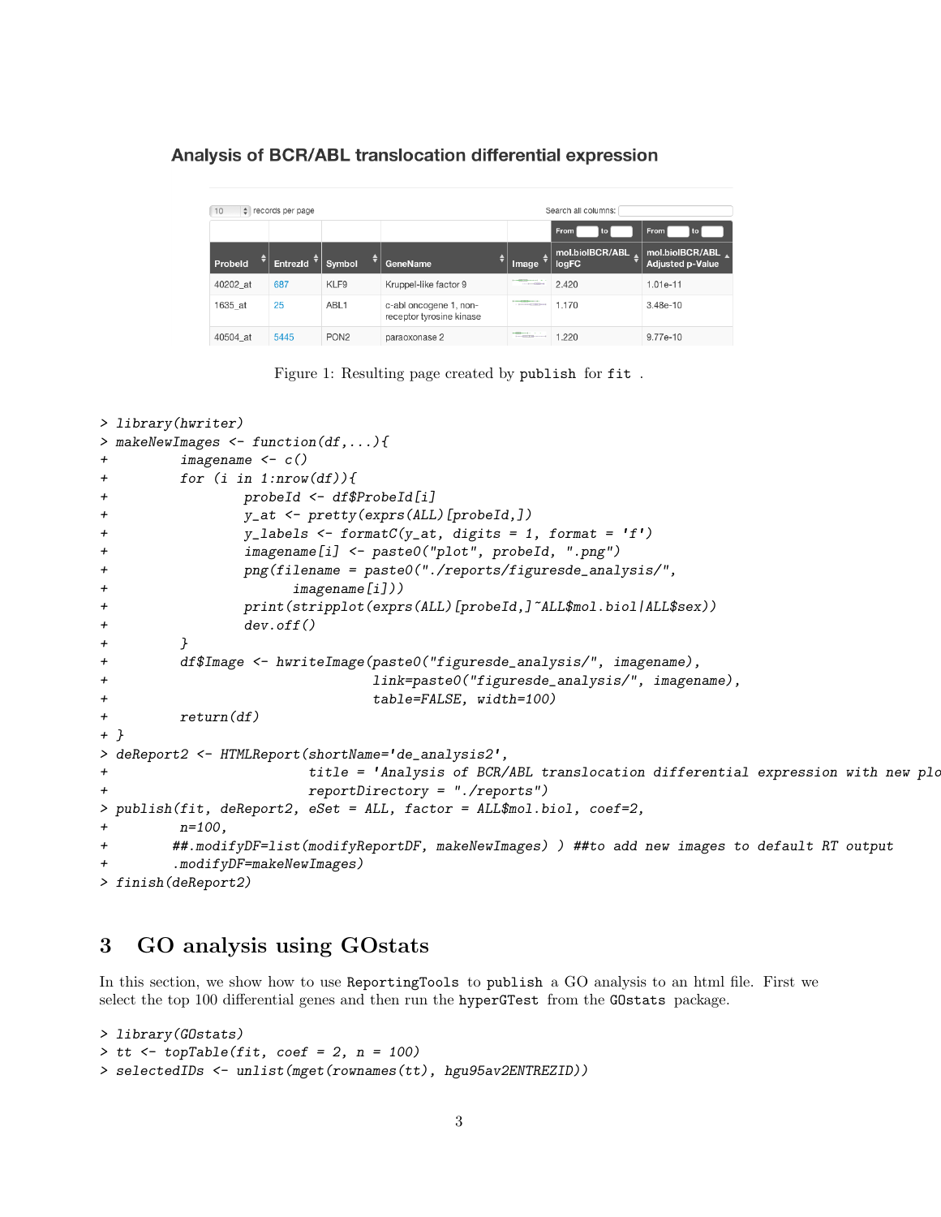### Analysis of BCR/ABL translocation differential expression

| ProbeId | EntrezId | Symbol | GeneName | Image | mol.biolBCR/ABL logFC | mol.biolBCR/ABL Adjusted p-Value |
|---|---|---|---|---|---|---|
| 40202_at | 687 | KLF9 | Kruppel-like factor 9 | | 2.420 | 1.01e-11 |
| 1635_at | 25 | ABL1 | c-abl oncogene 1, non-receptor tyrosine kinase | | 1.170 | 3.48e-10 |
| 40504_at | 5445 | PON2 | paraoxonase 2 | | 1.220 | 9.77e-10 |

Figure 1: Resulting page created by publish for fit .

```
> library(hwriter)
> makeNewImages <- function(df,...){
+         imagename <- c()
+         for (i in 1:nrow(df)){
+                 probeId <- df$ProbeId[i]
+                 y_at <- pretty(exprs(ALL)[probeId,])
+                 y_labels <- formatC(y_at, digits = 1, format = 'f')
+                 imagename[i] <- paste0("plot", probeId, ".png")
+                 png(filename = paste0("./reports/figuresde_analysis/",
+                         imagename[i]))
+                 print(stripplot(exprs(ALL)[probeId,]~ALL$mol.biol|ALL$sex))
+                 dev.off()
+         }
+         df$Image <- hwriteImage(paste0("figuresde_analysis/", imagename),
+                                 link=paste0("figuresde_analysis/", imagename),
+                                 table=FALSE, width=100)
+         return(df)
+ }
> deReport2 <- HTMLReport(shortName='de_analysis2',
+                         title = 'Analysis of BCR/ABL translocation differential expression with new plo
+                         reportDirectory = "./reports")
> publish(fit, deReport2, eSet = ALL, factor = ALL$mol.biol, coef=2,
+         n=100,
+        ##.modifyDF=list(modifyReportDF, makeNewImages) ) ##to add new images to default RT output
+         .modifyDF=makeNewImages)
> finish(deReport2)
```

## 3 GO analysis using GOstats

In this section, we show how to use ReportingTools to publish a GO analysis to an html file. First we select the top 100 differential genes and then run the hyperGTest from the GOstats package.

```
> library(GOstats)
> tt <- topTable(fit, coef = 2, n = 100)
> selectedIDs <- unlist(mget(rownames(tt), hgu95av2ENTREZID))
```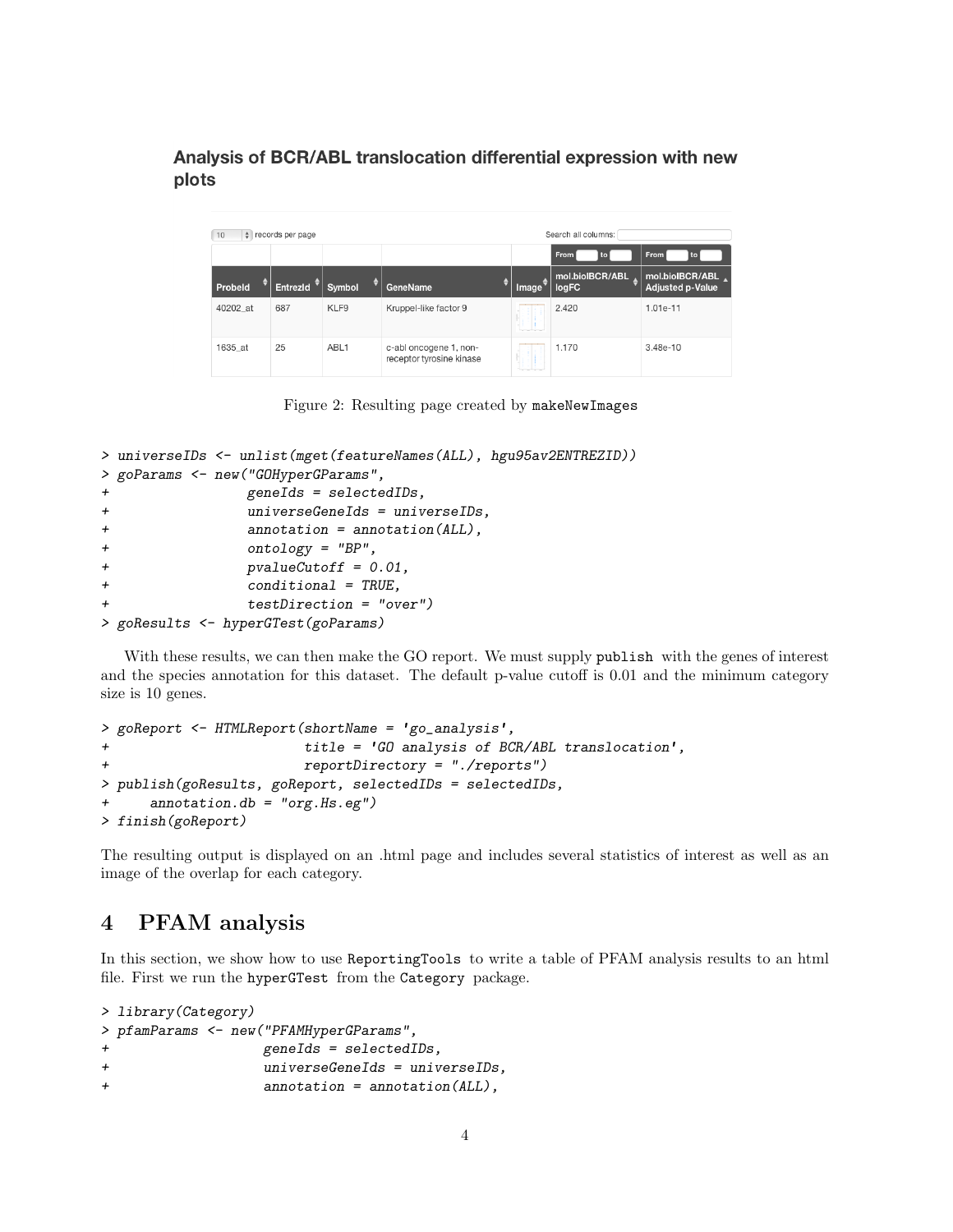**Analysis of BCR/ABL translocation differential expression with new plots**

| ProbeId | EntrezId | Symbol | GeneName | Image | mol.biolBCR/ABL logFC | mol.biolBCR/ABL Adjusted p-Value |
|---|---|---|---|---|---|---|
| 40202_at | 687 | KLF9 | Kruppel-like factor 9 | | 2.420 | 1.01e-11 |
| 1635_at | 25 | ABL1 | c-abl oncogene 1, non-receptor tyrosine kinase | | 1.170 | 3.48e-10 |

Figure 2: Resulting page created by `makeNewImages`

```
> universeIDs <- unlist(mget(featureNames(ALL), hgu95av2ENTREZID))
> goParams <- new("GOHyperGParams",
+                geneIds = selectedIDs,
+                universeGeneIds = universeIDs,
+                annotation = annotation(ALL),
+                ontology = "BP",
+                pvalueCutoff = 0.01,
+                conditional = TRUE,
+                testDirection = "over")
> goResults <- hyperGTest(goParams)
```

With these results, we can then make the GO report. We must supply `publish` with the genes of interest and the species annotation for this dataset. The default p-value cutoff is 0.01 and the minimum category size is 10 genes.

```
> goReport <- HTMLReport(shortName = 'go_analysis',
+                       title = 'GO analysis of BCR/ABL translocation',
+                       reportDirectory = "./reports")
> publish(goResults, goReport, selectedIDs = selectedIDs,
+     annotation.db = "org.Hs.eg")
> finish(goReport)
```

The resulting output is displayed on an .html page and includes several statistics of interest as well as an image of the overlap for each category.

## 4 PFAM analysis

In this section, we show how to use `ReportingTools` to write a table of PFAM analysis results to an html file. First we run the `hyperGTest` from the `Category` package.

```
> library(Category)
> pfamParams <- new("PFAMHyperGParams",
+                  geneIds = selectedIDs,
+                  universeGeneIds = universeIDs,
+                  annotation = annotation(ALL),
```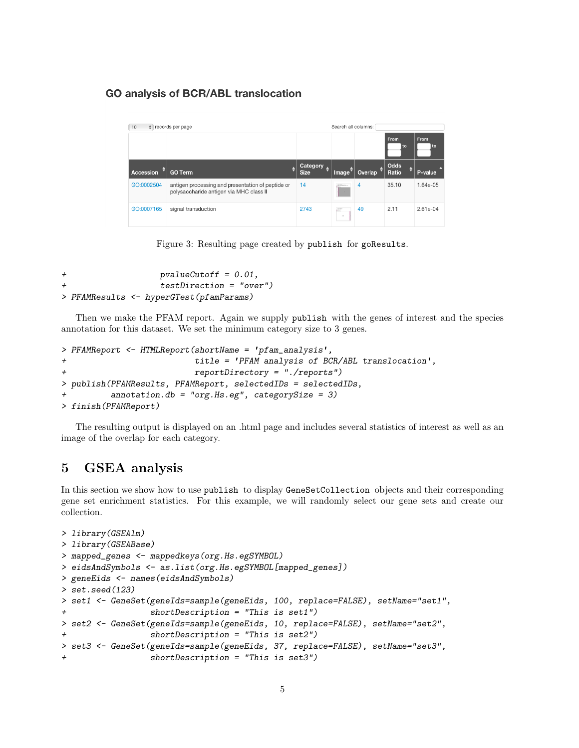### GO analysis of BCR/ABL translocation

10 records per page — Search all columns:

| Accession | GO Term | Category Size | Image | Overlap | Odds Ratio | P-value |
|---|---|---|---|---|---|---|
| GO:0002504 | antigen processing and presentation of peptide or polysaccharide antigen via MHC class II | 14 | | 4 | 35.10 | 1.64e-05 |
| GO:0007165 | signal transduction | 2743 | | 49 | 2.11 | 2.61e-04 |

Figure 3: Resulting page created by `publish` for `goResults`.

```
+                    pvalueCutoff = 0.01,
+                    testDirection = "over")
> PFAMResults <- hyperGTest(pfamParams)
```

Then we make the PFAM report. Again we supply `publish` with the genes of interest and the species annotation for this dataset. We set the minimum category size to 3 genes.

```
> PFAMReport <- HTMLReport(shortName = 'pfam_analysis',
+                          title = 'PFAM analysis of BCR/ABL translocation',
+                          reportDirectory = "./reports")
> publish(PFAMResults, PFAMReport, selectedIDs = selectedIDs,
+         annotation.db = "org.Hs.eg", categorySize = 3)
> finish(PFAMReport)
```

The resulting output is displayed on an .html page and includes several statistics of interest as well as an image of the overlap for each category.

## 5 GSEA analysis

In this section we show how to use `publish` to display `GeneSetCollection` objects and their corresponding gene set enrichment statistics. For this example, we will randomly select our gene sets and create our collection.

```
> library(GSEAlm)
> library(GSEABase)
> mapped_genes <- mappedkeys(org.Hs.egSYMBOL)
> eidsAndSymbols <- as.list(org.Hs.egSYMBOL[mapped_genes])
> geneEids <- names(eidsAndSymbols)
> set.seed(123)
> set1 <- GeneSet(geneIds=sample(geneEids, 100, replace=FALSE), setName="set1",
+                shortDescription = "This is set1")
> set2 <- GeneSet(geneIds=sample(geneEids, 10, replace=FALSE), setName="set2",
+                shortDescription = "This is set2")
> set3 <- GeneSet(geneIds=sample(geneEids, 37, replace=FALSE), setName="set3",
+                shortDescription = "This is set3")
```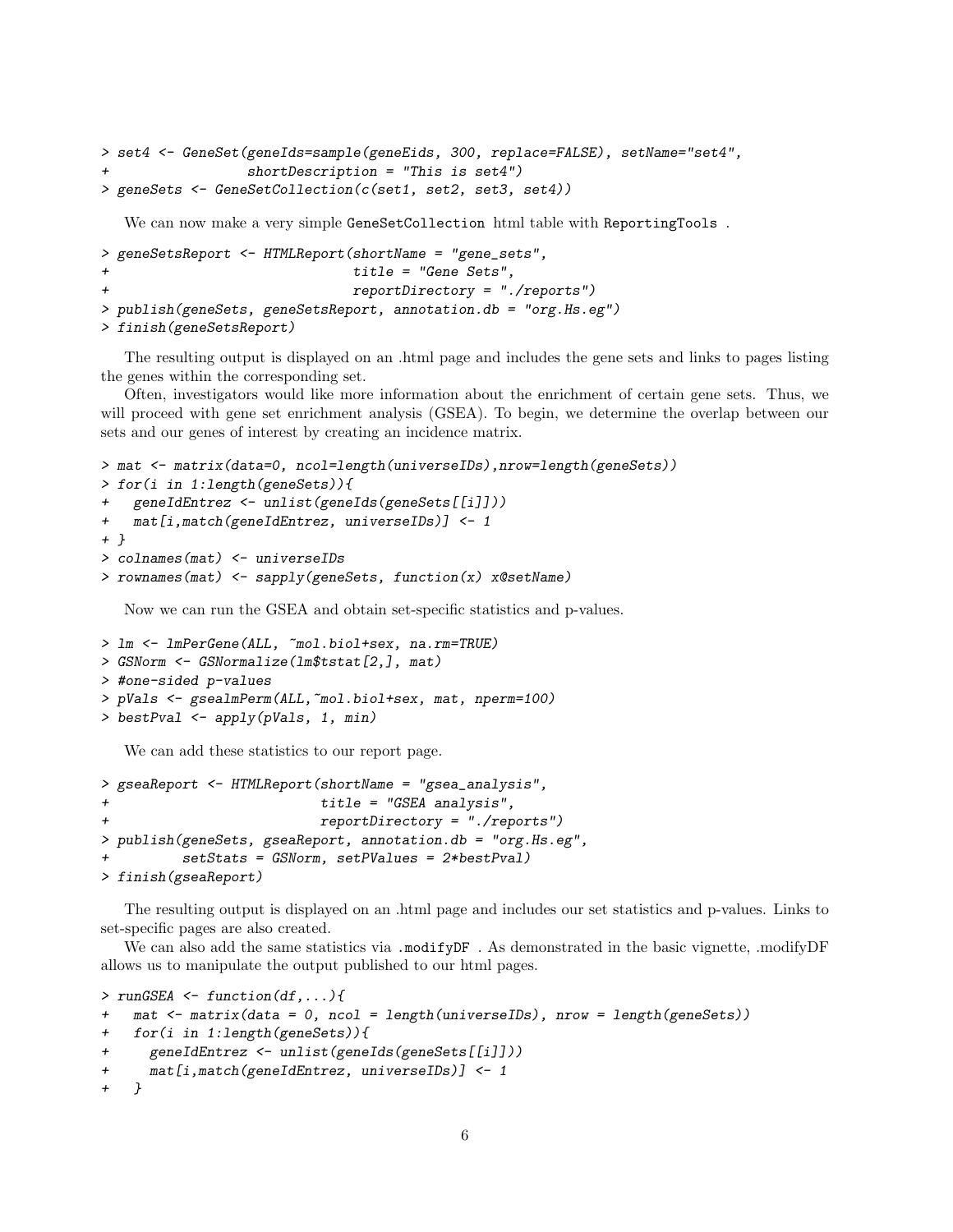```
> set4 <- GeneSet(geneIds=sample(geneEids, 300, replace=FALSE), setName="set4",
+                 shortDescription = "This is set4")
> geneSets <- GeneSetCollection(c(set1, set2, set3, set4))
```

We can now make a very simple GeneSetCollection html table with ReportingTools .

```
> geneSetsReport <- HTMLReport(shortName = "gene_sets",
+                              title = "Gene Sets",
+                              reportDirectory = "./reports")
> publish(geneSets, geneSetsReport, annotation.db = "org.Hs.eg")
> finish(geneSetsReport)
```

The resulting output is displayed on an .html page and includes the gene sets and links to pages listing the genes within the corresponding set.

Often, investigators would like more information about the enrichment of certain gene sets. Thus, we will proceed with gene set enrichment analysis (GSEA). To begin, we determine the overlap between our sets and our genes of interest by creating an incidence matrix.

```
> mat <- matrix(data=0, ncol=length(universeIDs),nrow=length(geneSets))
> for(i in 1:length(geneSets)){
+   geneIdEntrez <- unlist(geneIds(geneSets[[i]]))
+   mat[i,match(geneIdEntrez, universeIDs)] <- 1
+ }
> colnames(mat) <- universeIDs
> rownames(mat) <- sapply(geneSets, function(x) x@setName)
```

Now we can run the GSEA and obtain set-specific statistics and p-values.

```
> lm <- lmPerGene(ALL, ~mol.biol+sex, na.rm=TRUE)
> GSNorm <- GSNormalize(lm$tstat[2,], mat)
> #one-sided p-values
> pVals <- gsealmPerm(ALL,~mol.biol+sex, mat, nperm=100)
> bestPval <- apply(pVals, 1, min)
```

We can add these statistics to our report page.

```
> gseaReport <- HTMLReport(shortName = "gsea_analysis",
+                          title = "GSEA analysis",
+                          reportDirectory = "./reports")
> publish(geneSets, gseaReport, annotation.db = "org.Hs.eg",
+         setStats = GSNorm, setPValues = 2*bestPval)
> finish(gseaReport)
```

The resulting output is displayed on an .html page and includes our set statistics and p-values. Links to set-specific pages are also created.

We can also add the same statistics via .modifyDF . As demonstrated in the basic vignette, .modifyDF allows us to manipulate the output published to our html pages.

```
> runGSEA <- function(df,...){
+   mat <- matrix(data = 0, ncol = length(universeIDs), nrow = length(geneSets))
+   for(i in 1:length(geneSets)){
+     geneIdEntrez <- unlist(geneIds(geneSets[[i]]))
+     mat[i,match(geneIdEntrez, universeIDs)] <- 1
+   }
```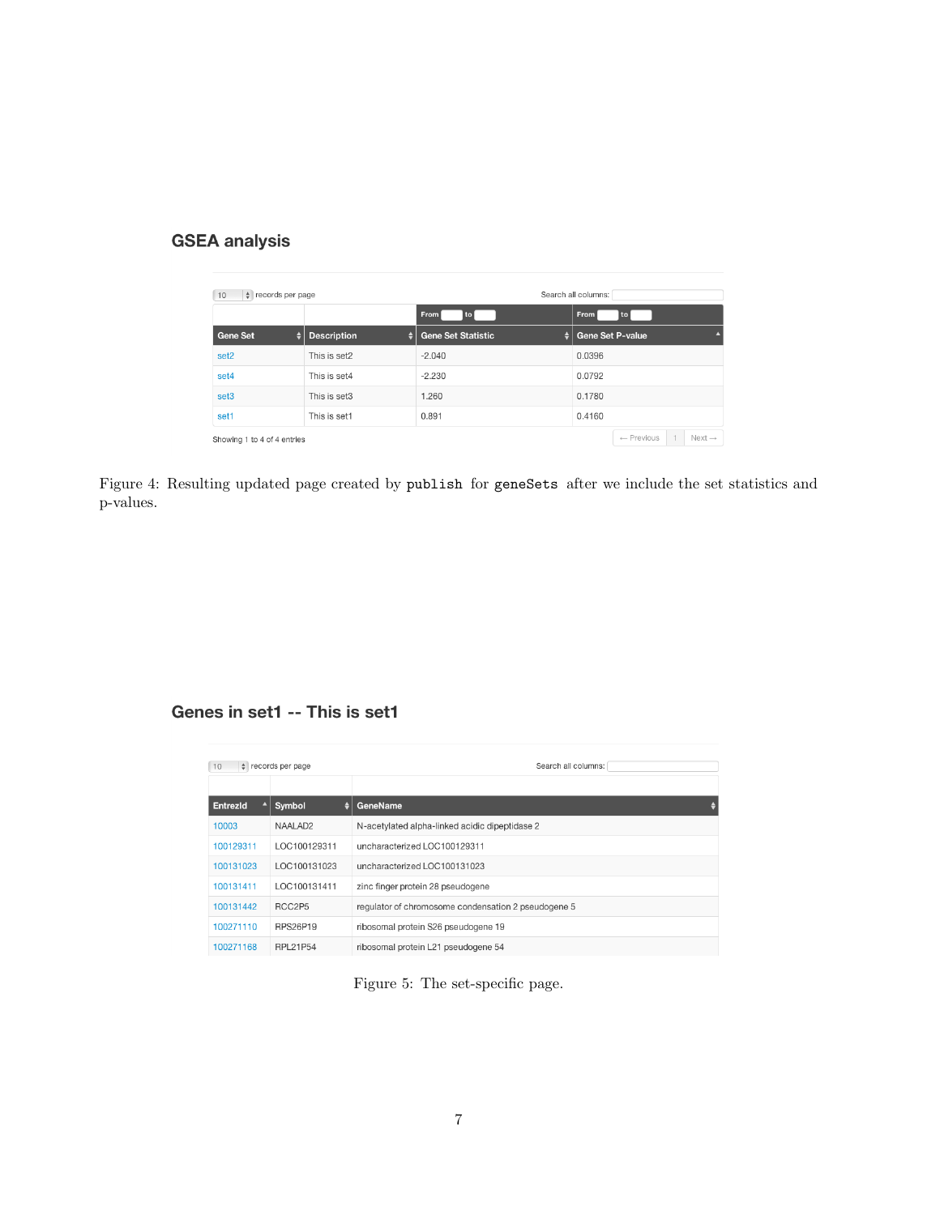## GSEA analysis

10 records per page Search all columns:

| Gene Set | Description | Gene Set Statistic | Gene Set P-value |
|---|---|---|---|
| | | From to | From to |
| set2 | This is set2 | -2.040 | 0.0396 |
| set4 | This is set4 | -2.230 | 0.0792 |
| set3 | This is set3 | 1.260 | 0.1780 |
| set1 | This is set1 | 0.891 | 0.4160 |

Showing 1 to 4 of 4 entries ← Previous 1 Next →

Figure 4: Resulting updated page created by `publish` for `geneSets` after we include the set statistics and p-values.

## Genes in set1 -- This is set1

10 records per page Search all columns:

| EntrezId | Symbol | GeneName |
|---|---|---|
| 10003 | NAALAD2 | N-acetylated alpha-linked acidic dipeptidase 2 |
| 100129311 | LOC100129311 | uncharacterized LOC100129311 |
| 100131023 | LOC100131023 | uncharacterized LOC100131023 |
| 100131411 | LOC100131411 | zinc finger protein 28 pseudogene |
| 100131442 | RCC2P5 | regulator of chromosome condensation 2 pseudogene 5 |
| 100271110 | RPS26P19 | ribosomal protein S26 pseudogene 19 |
| 100271168 | RPL21P54 | ribosomal protein L21 pseudogene 54 |

Figure 5: The set-specific page.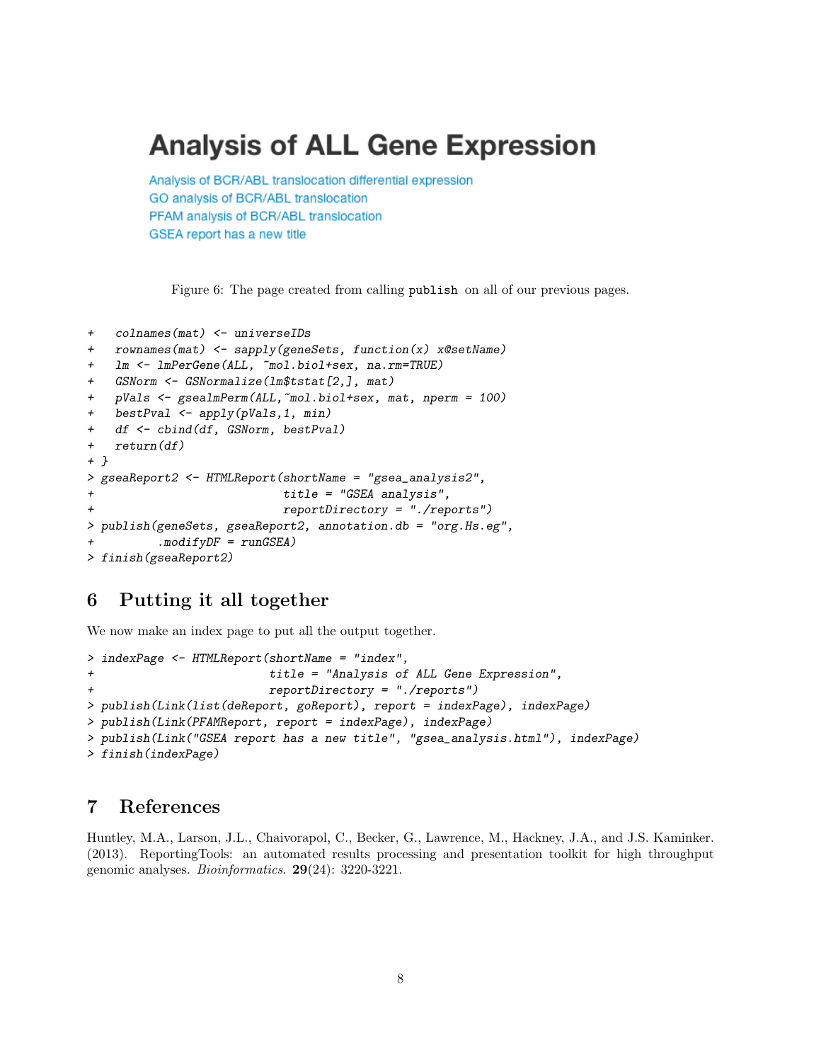# Analysis of ALL Gene Expression

Analysis of BCR/ABL translocation differential expression
GO analysis of BCR/ABL translocation
PFAM analysis of BCR/ABL translocation
GSEA report has a new title

Figure 6: The page created from calling `publish` on all of our previous pages.

```
+   colnames(mat) <- universeIDs
+   rownames(mat) <- sapply(geneSets, function(x) x@setName)
+   lm <- lmPerGene(ALL, ~mol.biol+sex, na.rm=TRUE)
+   GSNorm <- GSNormalize(lm$tstat[2,], mat)
+   pVals <- gsealmPerm(ALL,~mol.biol+sex, mat, nperm = 100)
+   bestPval <- apply(pVals,1, min)
+   df <- cbind(df, GSNorm, bestPval)
+   return(df)
+ }
> gseaReport2 <- HTMLReport(shortName = "gsea_analysis2",
+                           title = "GSEA analysis",
+                           reportDirectory = "./reports")
> publish(geneSets, gseaReport2, annotation.db = "org.Hs.eg",
+         .modifyDF = runGSEA)
> finish(gseaReport2)
```

## 6 Putting it all together

We now make an index page to put all the output together.

```
> indexPage <- HTMLReport(shortName = "index",
+                         title = "Analysis of ALL Gene Expression",
+                         reportDirectory = "./reports")
> publish(Link(list(deReport, goReport), report = indexPage), indexPage)
> publish(Link(PFAMReport, report = indexPage), indexPage)
> publish(Link("GSEA report has a new title", "gsea_analysis.html"), indexPage)
> finish(indexPage)
```

## 7 References

Huntley, M.A., Larson, J.L., Chaivorapol, C., Becker, G., Lawrence, M., Hackney, J.A., and J.S. Kaminker. (2013). ReportingTools: an automated results processing and presentation toolkit for high throughput genomic analyses. *Bioinformatics.* **29**(24): 3220-3221.